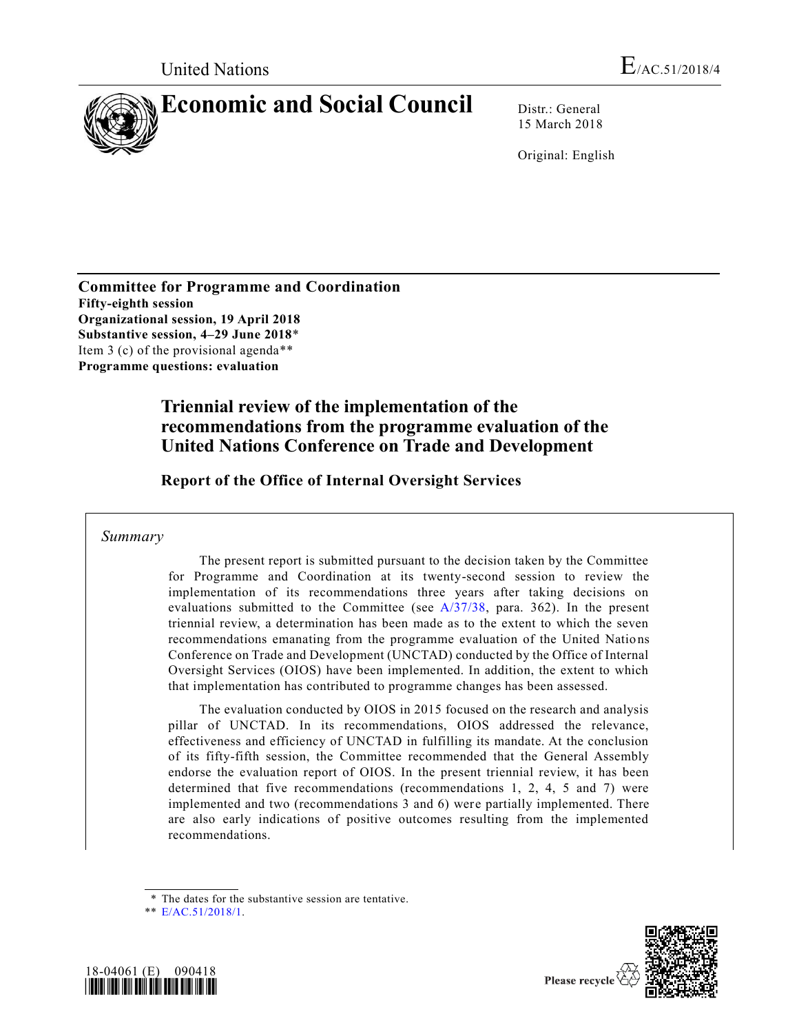United Nations

E/AC.51/2018/4

# Economic and Social Council

Distr.: General
15 March 2018

Original: English

**Committee for Programme and Coordination**
**Fifty-eighth session**
**Organizational session, 19 April 2018**
**Substantive session, 4–29 June 2018***
Item 3 (c) of the provisional agenda**
**Programme questions: evaluation**

## Triennial review of the implementation of the recommendations from the programme evaluation of the United Nations Conference on Trade and Development

### Report of the Office of Internal Oversight Services

*Summary*

The present report is submitted pursuant to the decision taken by the Committee for Programme and Coordination at its twenty-second session to review the implementation of its recommendations three years after taking decisions on evaluations submitted to the Committee (see A/37/38, para. 362). In the present triennial review, a determination has been made as to the extent to which the seven recommendations emanating from the programme evaluation of the United Nations Conference on Trade and Development (UNCTAD) conducted by the Office of Internal Oversight Services (OIOS) have been implemented. In addition, the extent to which that implementation has contributed to programme changes has been assessed.

The evaluation conducted by OIOS in 2015 focused on the research and analysis pillar of UNCTAD. In its recommendations, OIOS addressed the relevance, effectiveness and efficiency of UNCTAD in fulfilling its mandate. At the conclusion of its fifty-fifth session, the Committee recommended that the General Assembly endorse the evaluation report of OIOS. In the present triennial review, it has been determined that five recommendations (recommendations 1, 2, 4, 5 and 7) were implemented and two (recommendations 3 and 6) were partially implemented. There are also early indications of positive outcomes resulting from the implemented recommendations.

\* The dates for the substantive session are tentative.

\*\* E/AC.51/2018/1.

18-04061 (E) 090418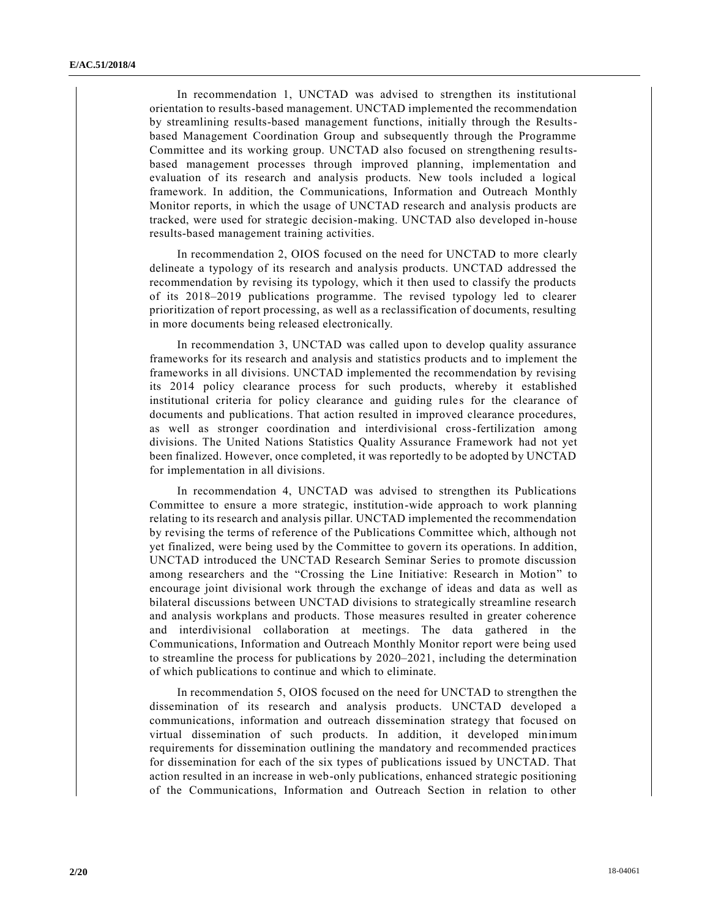In recommendation 1, UNCTAD was advised to strengthen its institutional orientation to results-based management. UNCTAD implemented the recommendation by streamlining results-based management functions, initially through the Results-based Management Coordination Group and subsequently through the Programme Committee and its working group. UNCTAD also focused on strengthening results-based management processes through improved planning, implementation and evaluation of its research and analysis products. New tools included a logical framework. In addition, the Communications, Information and Outreach Monthly Monitor reports, in which the usage of UNCTAD research and analysis products are tracked, were used for strategic decision-making. UNCTAD also developed in-house results-based management training activities.

In recommendation 2, OIOS focused on the need for UNCTAD to more clearly delineate a typology of its research and analysis products. UNCTAD addressed the recommendation by revising its typology, which it then used to classify the products of its 2018–2019 publications programme. The revised typology led to clearer prioritization of report processing, as well as a reclassification of documents, resulting in more documents being released electronically.

In recommendation 3, UNCTAD was called upon to develop quality assurance frameworks for its research and analysis and statistics products and to implement the frameworks in all divisions. UNCTAD implemented the recommendation by revising its 2014 policy clearance process for such products, whereby it established institutional criteria for policy clearance and guiding rules for the clearance of documents and publications. That action resulted in improved clearance procedures, as well as stronger coordination and interdivisional cross-fertilization among divisions. The United Nations Statistics Quality Assurance Framework had not yet been finalized. However, once completed, it was reportedly to be adopted by UNCTAD for implementation in all divisions.

In recommendation 4, UNCTAD was advised to strengthen its Publications Committee to ensure a more strategic, institution-wide approach to work planning relating to its research and analysis pillar. UNCTAD implemented the recommendation by revising the terms of reference of the Publications Committee which, although not yet finalized, were being used by the Committee to govern its operations. In addition, UNCTAD introduced the UNCTAD Research Seminar Series to promote discussion among researchers and the "Crossing the Line Initiative: Research in Motion" to encourage joint divisional work through the exchange of ideas and data as well as bilateral discussions between UNCTAD divisions to strategically streamline research and analysis workplans and products. Those measures resulted in greater coherence and interdivisional collaboration at meetings. The data gathered in the Communications, Information and Outreach Monthly Monitor report were being used to streamline the process for publications by 2020–2021, including the determination of which publications to continue and which to eliminate.

In recommendation 5, OIOS focused on the need for UNCTAD to strengthen the dissemination of its research and analysis products. UNCTAD developed a communications, information and outreach dissemination strategy that focused on virtual dissemination of such products. In addition, it developed minimum requirements for dissemination outlining the mandatory and recommended practices for dissemination for each of the six types of publications issued by UNCTAD. That action resulted in an increase in web-only publications, enhanced strategic positioning of the Communications, Information and Outreach Section in relation to other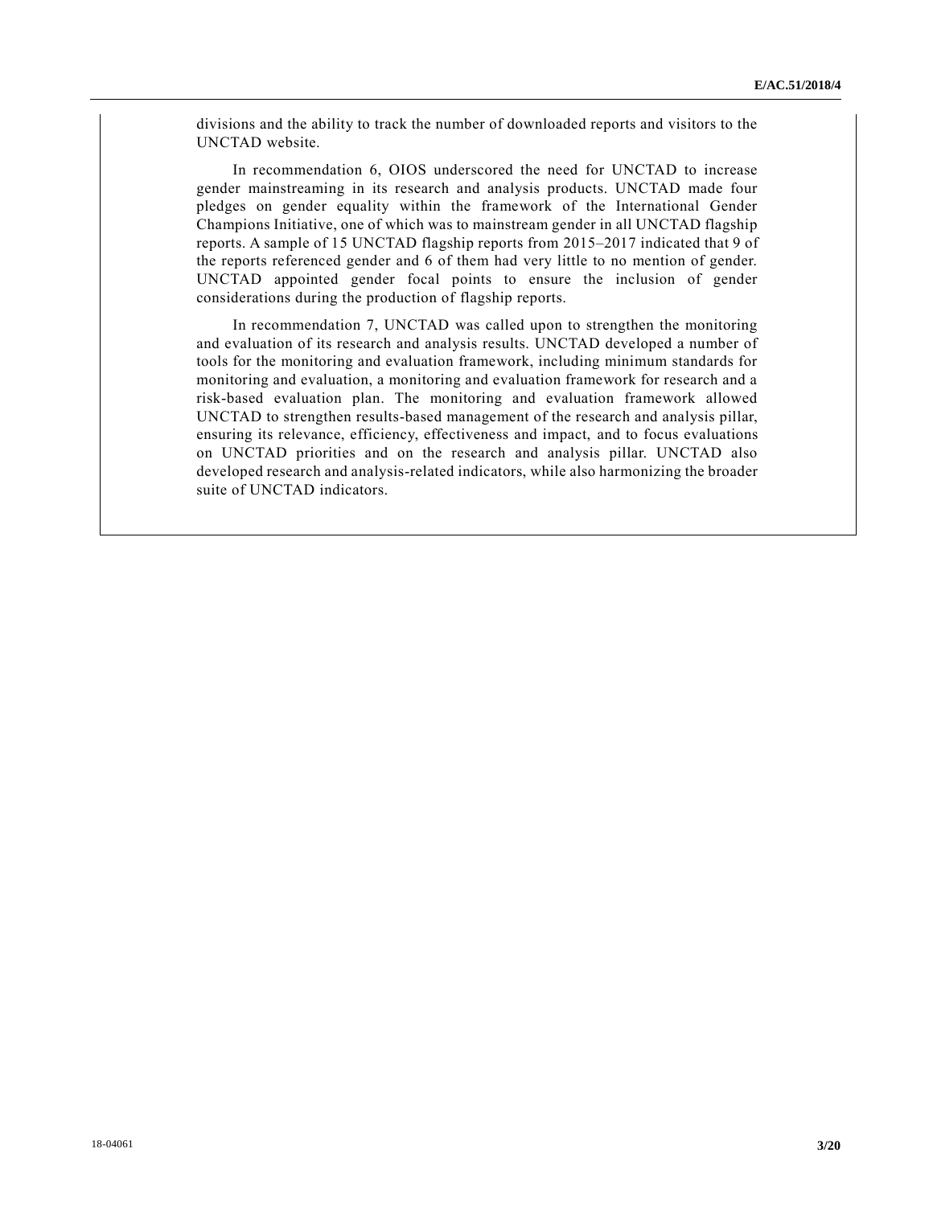divisions and the ability to track the number of downloaded reports and visitors to the UNCTAD website.

In recommendation 6, OIOS underscored the need for UNCTAD to increase gender mainstreaming in its research and analysis products. UNCTAD made four pledges on gender equality within the framework of the International Gender Champions Initiative, one of which was to mainstream gender in all UNCTAD flagship reports. A sample of 15 UNCTAD flagship reports from 2015–2017 indicated that 9 of the reports referenced gender and 6 of them had very little to no mention of gender. UNCTAD appointed gender focal points to ensure the inclusion of gender considerations during the production of flagship reports.

In recommendation 7, UNCTAD was called upon to strengthen the monitoring and evaluation of its research and analysis results. UNCTAD developed a number of tools for the monitoring and evaluation framework, including minimum standards for monitoring and evaluation, a monitoring and evaluation framework for research and a risk-based evaluation plan. The monitoring and evaluation framework allowed UNCTAD to strengthen results-based management of the research and analysis pillar, ensuring its relevance, efficiency, effectiveness and impact, and to focus evaluations on UNCTAD priorities and on the research and analysis pillar. UNCTAD also developed research and analysis-related indicators, while also harmonizing the broader suite of UNCTAD indicators.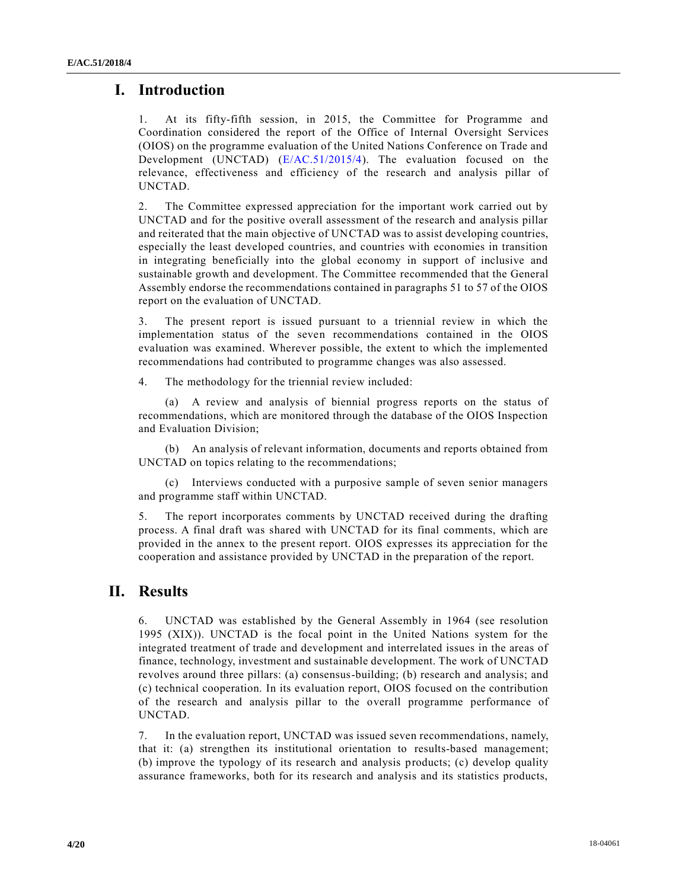# I. Introduction

1. At its fifty-fifth session, in 2015, the Committee for Programme and Coordination considered the report of the Office of Internal Oversight Services (OIOS) on the programme evaluation of the United Nations Conference on Trade and Development (UNCTAD) (E/AC.51/2015/4). The evaluation focused on the relevance, effectiveness and efficiency of the research and analysis pillar of UNCTAD.

2. The Committee expressed appreciation for the important work carried out by UNCTAD and for the positive overall assessment of the research and analysis pillar and reiterated that the main objective of UNCTAD was to assist developing countries, especially the least developed countries, and countries with economies in transition in integrating beneficially into the global economy in support of inclusive and sustainable growth and development. The Committee recommended that the General Assembly endorse the recommendations contained in paragraphs 51 to 57 of the OIOS report on the evaluation of UNCTAD.

3. The present report is issued pursuant to a triennial review in which the implementation status of the seven recommendations contained in the OIOS evaluation was examined. Wherever possible, the extent to which the implemented recommendations had contributed to programme changes was also assessed.

4. The methodology for the triennial review included:

(a) A review and analysis of biennial progress reports on the status of recommendations, which are monitored through the database of the OIOS Inspection and Evaluation Division;

(b) An analysis of relevant information, documents and reports obtained from UNCTAD on topics relating to the recommendations;

(c) Interviews conducted with a purposive sample of seven senior managers and programme staff within UNCTAD.

5. The report incorporates comments by UNCTAD received during the drafting process. A final draft was shared with UNCTAD for its final comments, which are provided in the annex to the present report. OIOS expresses its appreciation for the cooperation and assistance provided by UNCTAD in the preparation of the report.

# II. Results

6. UNCTAD was established by the General Assembly in 1964 (see resolution 1995 (XIX)). UNCTAD is the focal point in the United Nations system for the integrated treatment of trade and development and interrelated issues in the areas of finance, technology, investment and sustainable development. The work of UNCTAD revolves around three pillars: (a) consensus-building; (b) research and analysis; and (c) technical cooperation. In its evaluation report, OIOS focused on the contribution of the research and analysis pillar to the overall programme performance of UNCTAD.

7. In the evaluation report, UNCTAD was issued seven recommendations, namely, that it: (a) strengthen its institutional orientation to results-based management; (b) improve the typology of its research and analysis products; (c) develop quality assurance frameworks, both for its research and analysis and its statistics products,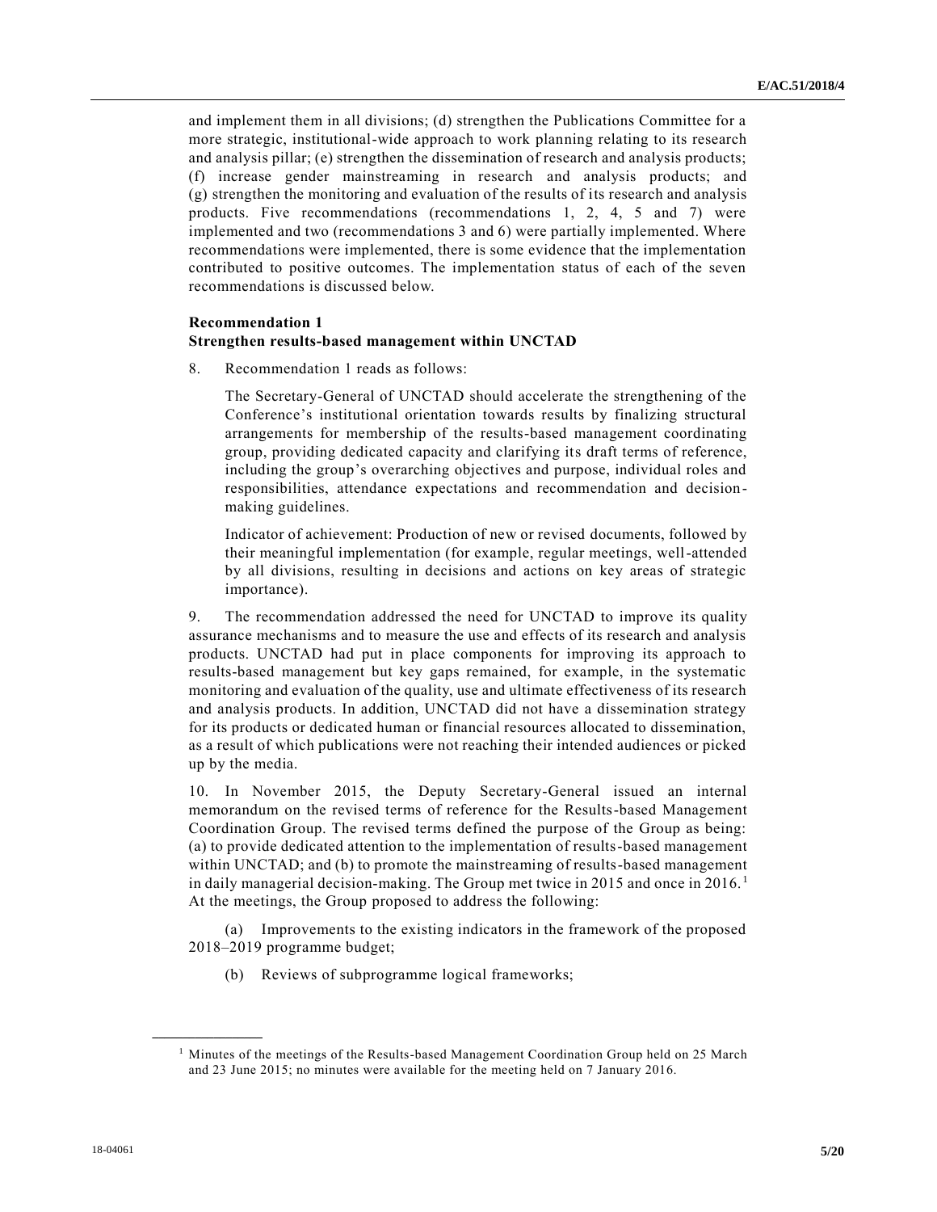and implement them in all divisions; (d) strengthen the Publications Committee for a more strategic, institutional-wide approach to work planning relating to its research and analysis pillar; (e) strengthen the dissemination of research and analysis products; (f) increase gender mainstreaming in research and analysis products; and (g) strengthen the monitoring and evaluation of the results of its research and analysis products. Five recommendations (recommendations 1, 2, 4, 5 and 7) were implemented and two (recommendations 3 and 6) were partially implemented. Where recommendations were implemented, there is some evidence that the implementation contributed to positive outcomes. The implementation status of each of the seven recommendations is discussed below.

**Recommendation 1**
**Strengthen results-based management within UNCTAD**

8. Recommendation 1 reads as follows:

> The Secretary-General of UNCTAD should accelerate the strengthening of the Conference's institutional orientation towards results by finalizing structural arrangements for membership of the results-based management coordinating group, providing dedicated capacity and clarifying its draft terms of reference, including the group's overarching objectives and purpose, individual roles and responsibilities, attendance expectations and recommendation and decision-making guidelines.
>
> Indicator of achievement: Production of new or revised documents, followed by their meaningful implementation (for example, regular meetings, well-attended by all divisions, resulting in decisions and actions on key areas of strategic importance).

9. The recommendation addressed the need for UNCTAD to improve its quality assurance mechanisms and to measure the use and effects of its research and analysis products. UNCTAD had put in place components for improving its approach to results-based management but key gaps remained, for example, in the systematic monitoring and evaluation of the quality, use and ultimate effectiveness of its research and analysis products. In addition, UNCTAD did not have a dissemination strategy for its products or dedicated human or financial resources allocated to dissemination, as a result of which publications were not reaching their intended audiences or picked up by the media.

10. In November 2015, the Deputy Secretary-General issued an internal memorandum on the revised terms of reference for the Results-based Management Coordination Group. The revised terms defined the purpose of the Group as being: (a) to provide dedicated attention to the implementation of results-based management within UNCTAD; and (b) to promote the mainstreaming of results-based management in daily managerial decision-making. The Group met twice in 2015 and once in 2016.[1] At the meetings, the Group proposed to address the following:

(a) Improvements to the existing indicators in the framework of the proposed 2018–2019 programme budget;

(b) Reviews of subprogramme logical frameworks;

---

[1] Minutes of the meetings of the Results-based Management Coordination Group held on 25 March and 23 June 2015; no minutes were available for the meeting held on 7 January 2016.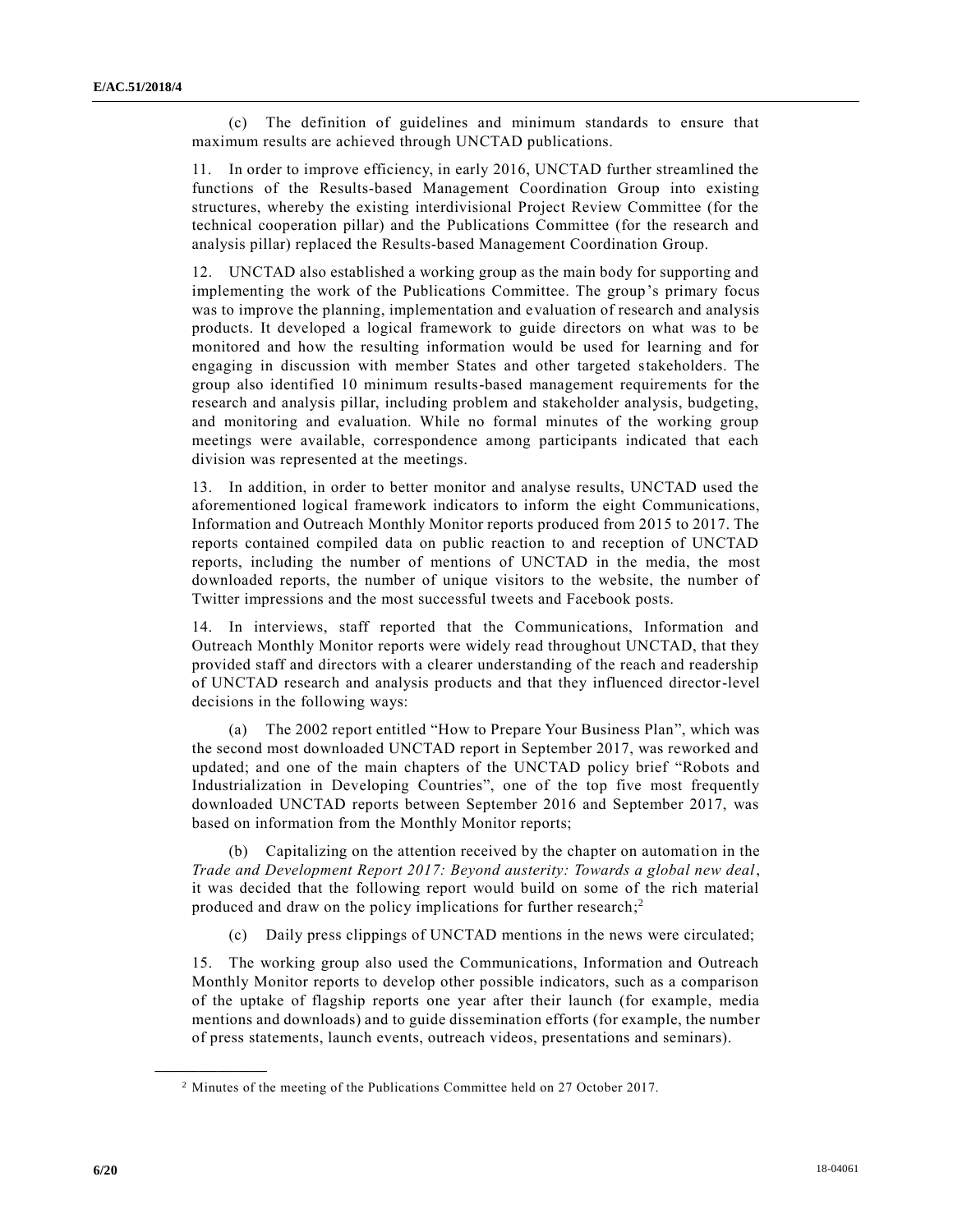(c) The definition of guidelines and minimum standards to ensure that maximum results are achieved through UNCTAD publications.

11. In order to improve efficiency, in early 2016, UNCTAD further streamlined the functions of the Results-based Management Coordination Group into existing structures, whereby the existing interdivisional Project Review Committee (for the technical cooperation pillar) and the Publications Committee (for the research and analysis pillar) replaced the Results-based Management Coordination Group.

12. UNCTAD also established a working group as the main body for supporting and implementing the work of the Publications Committee. The group's primary focus was to improve the planning, implementation and evaluation of research and analysis products. It developed a logical framework to guide directors on what was to be monitored and how the resulting information would be used for learning and for engaging in discussion with member States and other targeted stakeholders. The group also identified 10 minimum results-based management requirements for the research and analysis pillar, including problem and stakeholder analysis, budgeting, and monitoring and evaluation. While no formal minutes of the working group meetings were available, correspondence among participants indicated that each division was represented at the meetings.

13. In addition, in order to better monitor and analyse results, UNCTAD used the aforementioned logical framework indicators to inform the eight Communications, Information and Outreach Monthly Monitor reports produced from 2015 to 2017. The reports contained compiled data on public reaction to and reception of UNCTAD reports, including the number of mentions of UNCTAD in the media, the most downloaded reports, the number of unique visitors to the website, the number of Twitter impressions and the most successful tweets and Facebook posts.

14. In interviews, staff reported that the Communications, Information and Outreach Monthly Monitor reports were widely read throughout UNCTAD, that they provided staff and directors with a clearer understanding of the reach and readership of UNCTAD research and analysis products and that they influenced director-level decisions in the following ways:

(a) The 2002 report entitled "How to Prepare Your Business Plan", which was the second most downloaded UNCTAD report in September 2017, was reworked and updated; and one of the main chapters of the UNCTAD policy brief "Robots and Industrialization in Developing Countries", one of the top five most frequently downloaded UNCTAD reports between September 2016 and September 2017, was based on information from the Monthly Monitor reports;

(b) Capitalizing on the attention received by the chapter on automation in the *Trade and Development Report 2017: Beyond austerity: Towards a global new deal*, it was decided that the following report would build on some of the rich material produced and draw on the policy implications for further research;[2]

(c) Daily press clippings of UNCTAD mentions in the news were circulated;

15. The working group also used the Communications, Information and Outreach Monthly Monitor reports to develop other possible indicators, such as a comparison of the uptake of flagship reports one year after their launch (for example, media mentions and downloads) and to guide dissemination efforts (for example, the number of press statements, launch events, outreach videos, presentations and seminars).

[2] Minutes of the meeting of the Publications Committee held on 27 October 2017.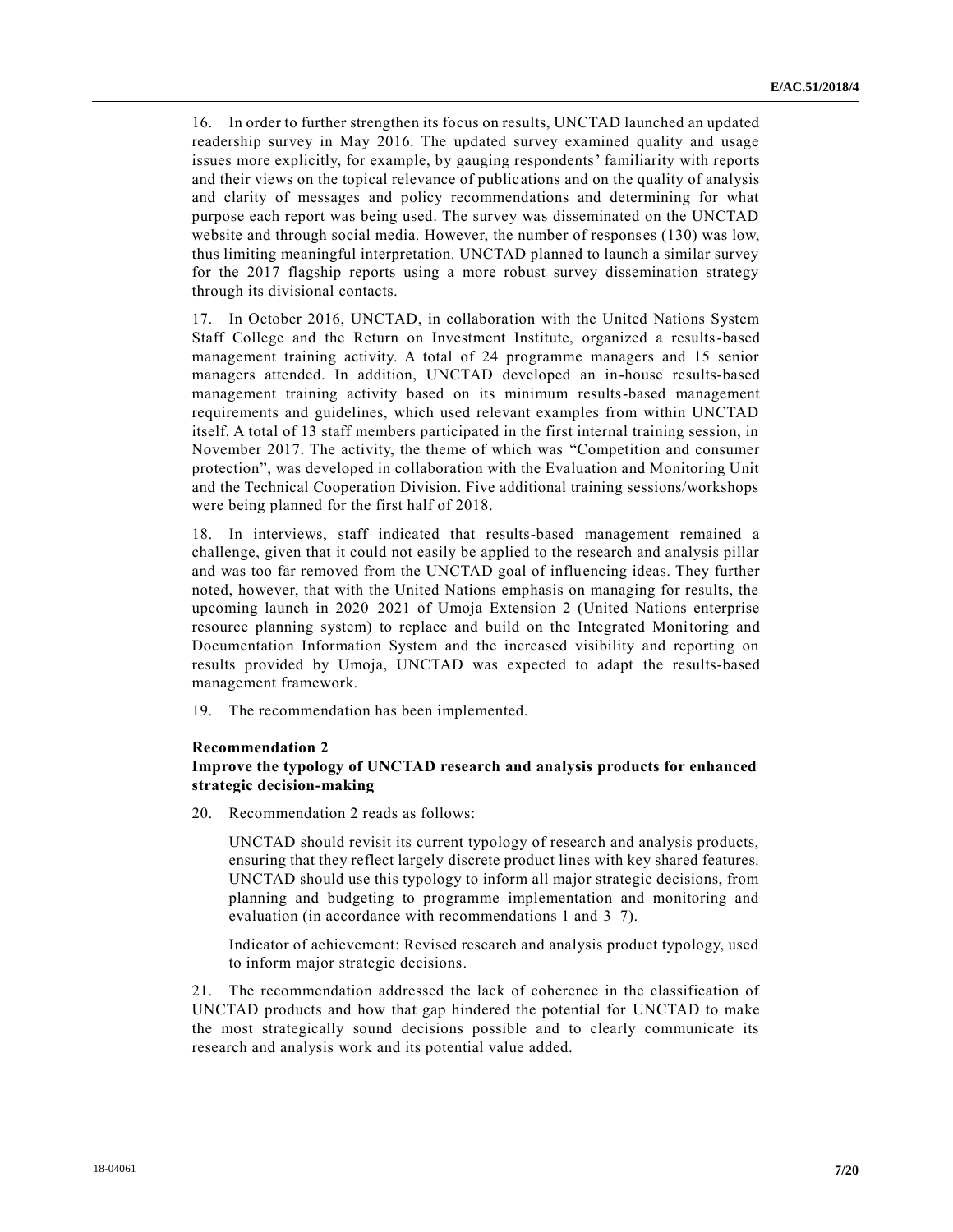16. In order to further strengthen its focus on results, UNCTAD launched an updated readership survey in May 2016. The updated survey examined quality and usage issues more explicitly, for example, by gauging respondents' familiarity with reports and their views on the topical relevance of publications and on the quality of analysis and clarity of messages and policy recommendations and determining for what purpose each report was being used. The survey was disseminated on the UNCTAD website and through social media. However, the number of responses (130) was low, thus limiting meaningful interpretation. UNCTAD planned to launch a similar survey for the 2017 flagship reports using a more robust survey dissemination strategy through its divisional contacts.

17. In October 2016, UNCTAD, in collaboration with the United Nations System Staff College and the Return on Investment Institute, organized a results-based management training activity. A total of 24 programme managers and 15 senior managers attended. In addition, UNCTAD developed an in-house results-based management training activity based on its minimum results-based management requirements and guidelines, which used relevant examples from within UNCTAD itself. A total of 13 staff members participated in the first internal training session, in November 2017. The activity, the theme of which was "Competition and consumer protection", was developed in collaboration with the Evaluation and Monitoring Unit and the Technical Cooperation Division. Five additional training sessions/workshops were being planned for the first half of 2018.

18. In interviews, staff indicated that results-based management remained a challenge, given that it could not easily be applied to the research and analysis pillar and was too far removed from the UNCTAD goal of influencing ideas. They further noted, however, that with the United Nations emphasis on managing for results, the upcoming launch in 2020–2021 of Umoja Extension 2 (United Nations enterprise resource planning system) to replace and build on the Integrated Monitoring and Documentation Information System and the increased visibility and reporting on results provided by Umoja, UNCTAD was expected to adapt the results-based management framework.

19. The recommendation has been implemented.

**Recommendation 2**
**Improve the typology of UNCTAD research and analysis products for enhanced strategic decision-making**

20. Recommendation 2 reads as follows:

> UNCTAD should revisit its current typology of research and analysis products, ensuring that they reflect largely discrete product lines with key shared features. UNCTAD should use this typology to inform all major strategic decisions, from planning and budgeting to programme implementation and monitoring and evaluation (in accordance with recommendations 1 and 3–7).
>
> Indicator of achievement: Revised research and analysis product typology, used to inform major strategic decisions.

21. The recommendation addressed the lack of coherence in the classification of UNCTAD products and how that gap hindered the potential for UNCTAD to make the most strategically sound decisions possible and to clearly communicate its research and analysis work and its potential value added.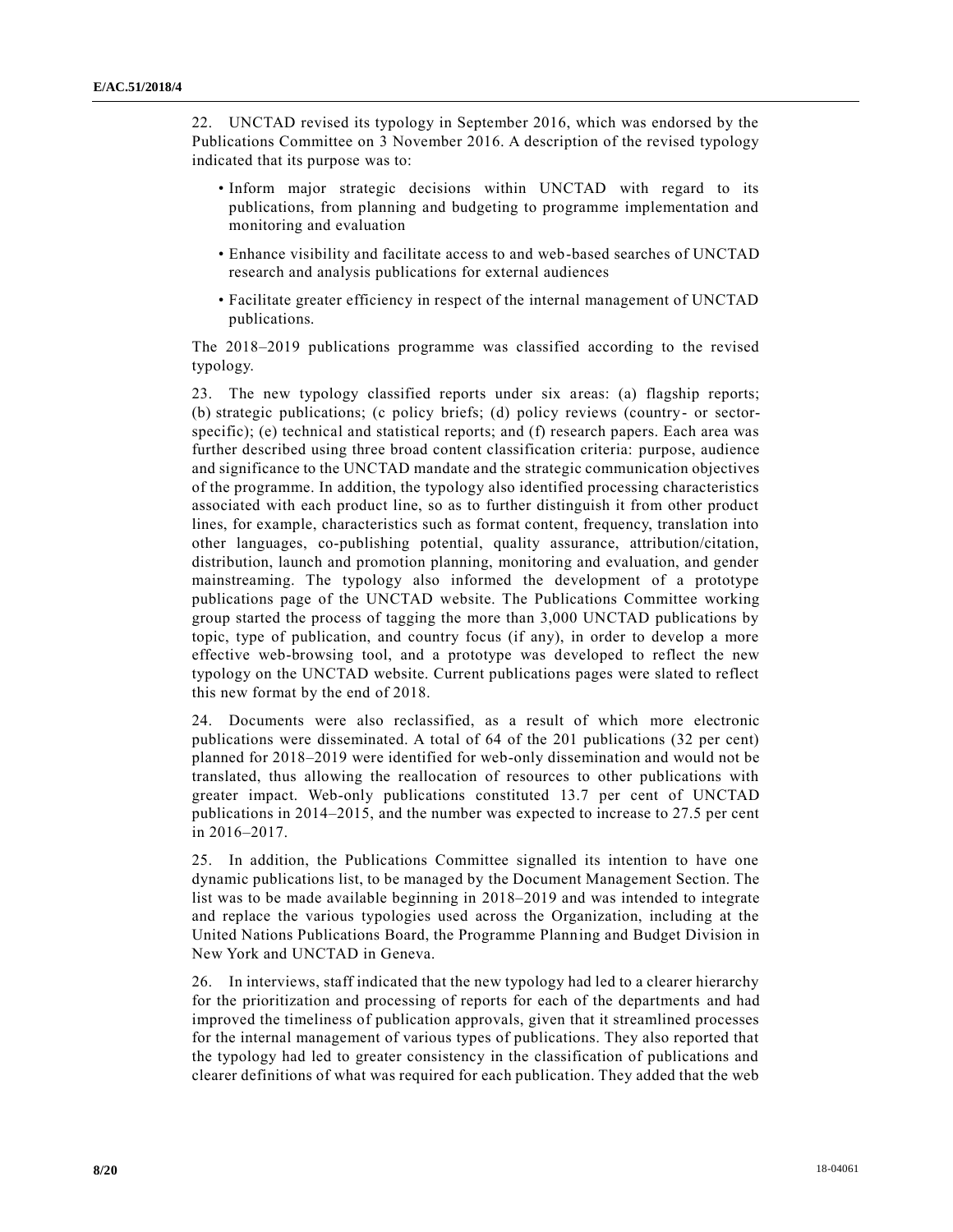22. UNCTAD revised its typology in September 2016, which was endorsed by the Publications Committee on 3 November 2016. A description of the revised typology indicated that its purpose was to:

- Inform major strategic decisions within UNCTAD with regard to its publications, from planning and budgeting to programme implementation and monitoring and evaluation
- Enhance visibility and facilitate access to and web-based searches of UNCTAD research and analysis publications for external audiences
- Facilitate greater efficiency in respect of the internal management of UNCTAD publications.

The 2018–2019 publications programme was classified according to the revised typology.

23. The new typology classified reports under six areas: (a) flagship reports; (b) strategic publications; (c policy briefs; (d) policy reviews (country- or sector-specific); (e) technical and statistical reports; and (f) research papers. Each area was further described using three broad content classification criteria: purpose, audience and significance to the UNCTAD mandate and the strategic communication objectives of the programme. In addition, the typology also identified processing characteristics associated with each product line, so as to further distinguish it from other product lines, for example, characteristics such as format content, frequency, translation into other languages, co-publishing potential, quality assurance, attribution/citation, distribution, launch and promotion planning, monitoring and evaluation, and gender mainstreaming. The typology also informed the development of a prototype publications page of the UNCTAD website. The Publications Committee working group started the process of tagging the more than 3,000 UNCTAD publications by topic, type of publication, and country focus (if any), in order to develop a more effective web-browsing tool, and a prototype was developed to reflect the new typology on the UNCTAD website. Current publications pages were slated to reflect this new format by the end of 2018.

24. Documents were also reclassified, as a result of which more electronic publications were disseminated. A total of 64 of the 201 publications (32 per cent) planned for 2018–2019 were identified for web-only dissemination and would not be translated, thus allowing the reallocation of resources to other publications with greater impact. Web-only publications constituted 13.7 per cent of UNCTAD publications in 2014–2015, and the number was expected to increase to 27.5 per cent in 2016–2017.

25. In addition, the Publications Committee signalled its intention to have one dynamic publications list, to be managed by the Document Management Section. The list was to be made available beginning in 2018–2019 and was intended to integrate and replace the various typologies used across the Organization, including at the United Nations Publications Board, the Programme Planning and Budget Division in New York and UNCTAD in Geneva.

26. In interviews, staff indicated that the new typology had led to a clearer hierarchy for the prioritization and processing of reports for each of the departments and had improved the timeliness of publication approvals, given that it streamlined processes for the internal management of various types of publications. They also reported that the typology had led to greater consistency in the classification of publications and clearer definitions of what was required for each publication. They added that the web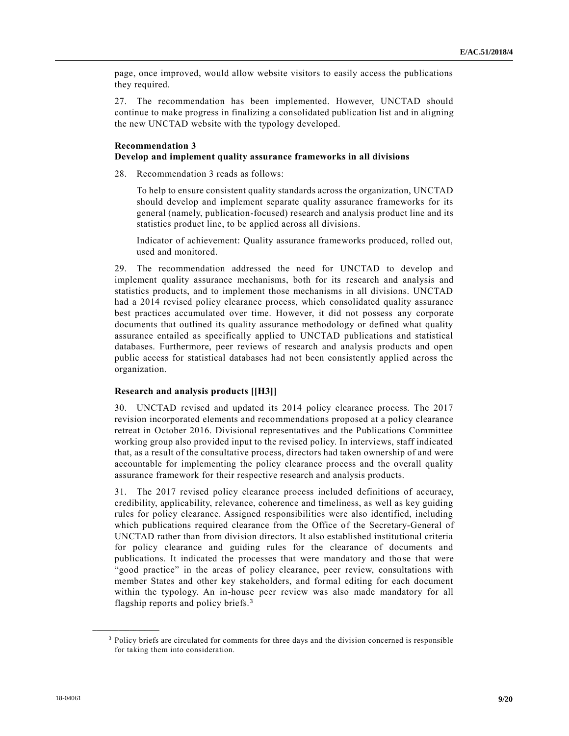page, once improved, would allow website visitors to easily access the publications they required.

27. The recommendation has been implemented. However, UNCTAD should continue to make progress in finalizing a consolidated publication list and in aligning the new UNCTAD website with the typology developed.

### Recommendation 3
### Develop and implement quality assurance frameworks in all divisions

28. Recommendation 3 reads as follows:

> To help to ensure consistent quality standards across the organization, UNCTAD should develop and implement separate quality assurance frameworks for its general (namely, publication-focused) research and analysis product line and its statistics product line, to be applied across all divisions.
>
> Indicator of achievement: Quality assurance frameworks produced, rolled out, used and monitored.

29. The recommendation addressed the need for UNCTAD to develop and implement quality assurance mechanisms, both for its research and analysis and statistics products, and to implement those mechanisms in all divisions. UNCTAD had a 2014 revised policy clearance process, which consolidated quality assurance best practices accumulated over time. However, it did not possess any corporate documents that outlined its quality assurance methodology or defined what quality assurance entailed as specifically applied to UNCTAD publications and statistical databases. Furthermore, peer reviews of research and analysis products and open public access for statistical databases had not been consistently applied across the organization.

### Research and analysis products [[H3]]

30. UNCTAD revised and updated its 2014 policy clearance process. The 2017 revision incorporated elements and recommendations proposed at a policy clearance retreat in October 2016. Divisional representatives and the Publications Committee working group also provided input to the revised policy. In interviews, staff indicated that, as a result of the consultative process, directors had taken ownership of and were accountable for implementing the policy clearance process and the overall quality assurance framework for their respective research and analysis products.

31. The 2017 revised policy clearance process included definitions of accuracy, credibility, applicability, relevance, coherence and timeliness, as well as key guiding rules for policy clearance. Assigned responsibilities were also identified, including which publications required clearance from the Office of the Secretary-General of UNCTAD rather than from division directors. It also established institutional criteria for policy clearance and guiding rules for the clearance of documents and publications. It indicated the processes that were mandatory and those that were "good practice" in the areas of policy clearance, peer review, consultations with member States and other key stakeholders, and formal editing for each document within the typology. An in-house peer review was also made mandatory for all flagship reports and policy briefs.[3]

---

[3] Policy briefs are circulated for comments for three days and the division concerned is responsible for taking them into consideration.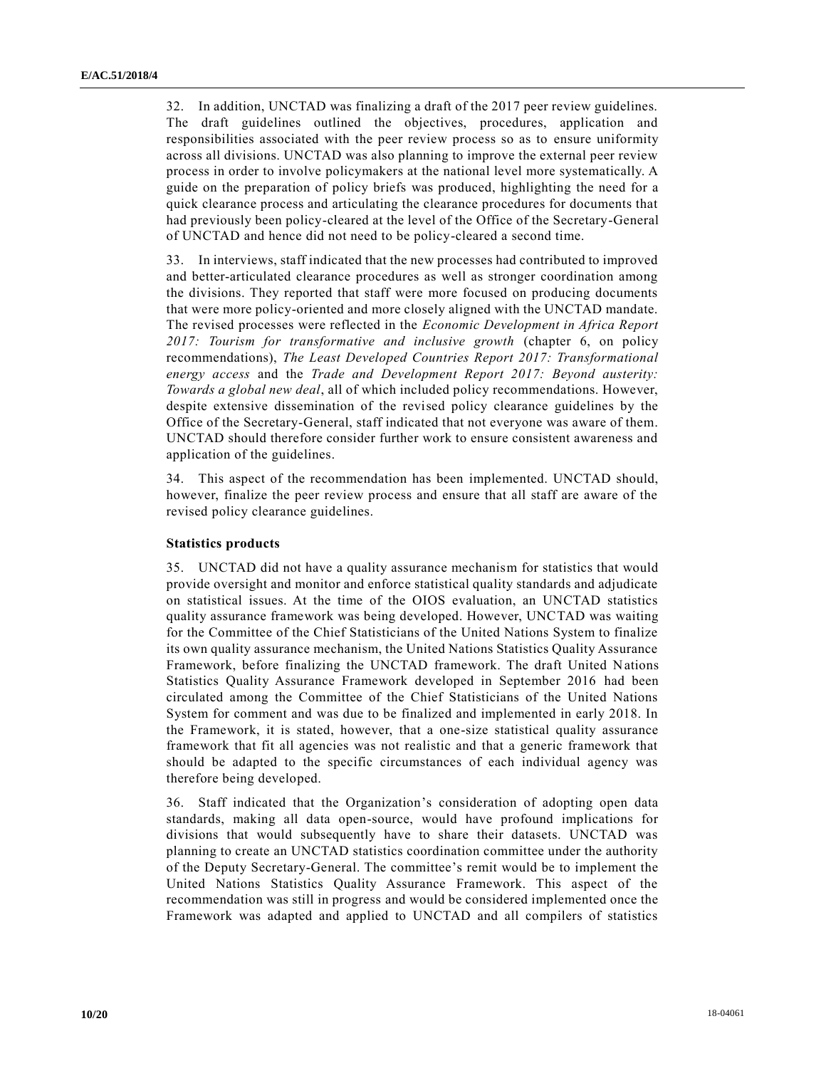32. In addition, UNCTAD was finalizing a draft of the 2017 peer review guidelines. The draft guidelines outlined the objectives, procedures, application and responsibilities associated with the peer review process so as to ensure uniformity across all divisions. UNCTAD was also planning to improve the external peer review process in order to involve policymakers at the national level more systematically. A guide on the preparation of policy briefs was produced, highlighting the need for a quick clearance process and articulating the clearance procedures for documents that had previously been policy-cleared at the level of the Office of the Secretary-General of UNCTAD and hence did not need to be policy-cleared a second time.

33. In interviews, staff indicated that the new processes had contributed to improved and better-articulated clearance procedures as well as stronger coordination among the divisions. They reported that staff were more focused on producing documents that were more policy-oriented and more closely aligned with the UNCTAD mandate. The revised processes were reflected in the *Economic Development in Africa Report 2017: Tourism for transformative and inclusive growth* (chapter 6, on policy recommendations), *The Least Developed Countries Report 2017: Transformational energy access* and the *Trade and Development Report 2017: Beyond austerity: Towards a global new deal*, all of which included policy recommendations. However, despite extensive dissemination of the revised policy clearance guidelines by the Office of the Secretary-General, staff indicated that not everyone was aware of them. UNCTAD should therefore consider further work to ensure consistent awareness and application of the guidelines.

34. This aspect of the recommendation has been implemented. UNCTAD should, however, finalize the peer review process and ensure that all staff are aware of the revised policy clearance guidelines.

**Statistics products**

35. UNCTAD did not have a quality assurance mechanism for statistics that would provide oversight and monitor and enforce statistical quality standards and adjudicate on statistical issues. At the time of the OIOS evaluation, an UNCTAD statistics quality assurance framework was being developed. However, UNCTAD was waiting for the Committee of the Chief Statisticians of the United Nations System to finalize its own quality assurance mechanism, the United Nations Statistics Quality Assurance Framework, before finalizing the UNCTAD framework. The draft United Nations Statistics Quality Assurance Framework developed in September 2016 had been circulated among the Committee of the Chief Statisticians of the United Nations System for comment and was due to be finalized and implemented in early 2018. In the Framework, it is stated, however, that a one-size statistical quality assurance framework that fit all agencies was not realistic and that a generic framework that should be adapted to the specific circumstances of each individual agency was therefore being developed.

36. Staff indicated that the Organization's consideration of adopting open data standards, making all data open-source, would have profound implications for divisions that would subsequently have to share their datasets. UNCTAD was planning to create an UNCTAD statistics coordination committee under the authority of the Deputy Secretary-General. The committee's remit would be to implement the United Nations Statistics Quality Assurance Framework. This aspect of the recommendation was still in progress and would be considered implemented once the Framework was adapted and applied to UNCTAD and all compilers of statistics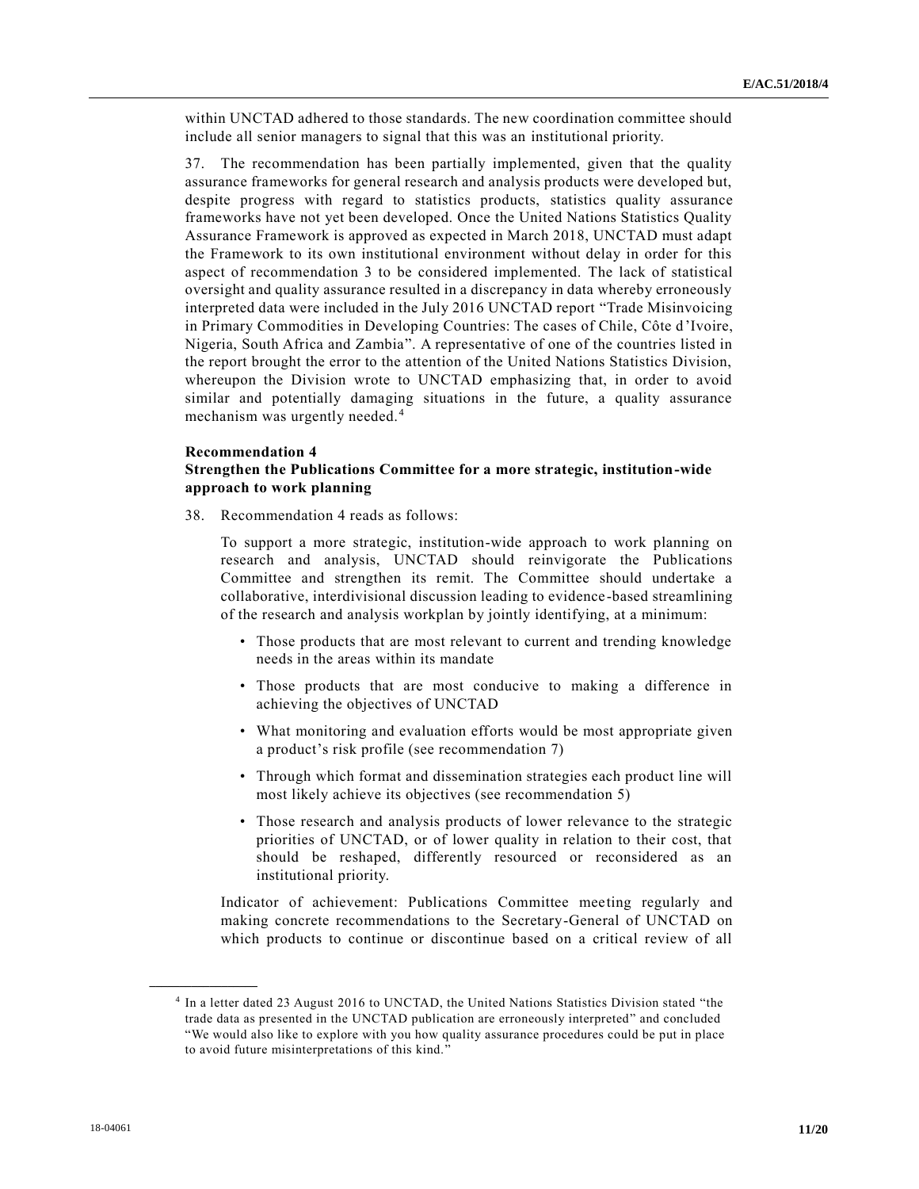within UNCTAD adhered to those standards. The new coordination committee should include all senior managers to signal that this was an institutional priority.

37. The recommendation has been partially implemented, given that the quality assurance frameworks for general research and analysis products were developed but, despite progress with regard to statistics products, statistics quality assurance frameworks have not yet been developed. Once the United Nations Statistics Quality Assurance Framework is approved as expected in March 2018, UNCTAD must adapt the Framework to its own institutional environment without delay in order for this aspect of recommendation 3 to be considered implemented. The lack of statistical oversight and quality assurance resulted in a discrepancy in data whereby erroneously interpreted data were included in the July 2016 UNCTAD report "Trade Misinvoicing in Primary Commodities in Developing Countries: The cases of Chile, Côte d'Ivoire, Nigeria, South Africa and Zambia". A representative of one of the countries listed in the report brought the error to the attention of the United Nations Statistics Division, whereupon the Division wrote to UNCTAD emphasizing that, in order to avoid similar and potentially damaging situations in the future, a quality assurance mechanism was urgently needed.[4]

**Recommendation 4**
**Strengthen the Publications Committee for a more strategic, institution-wide approach to work planning**

38. Recommendation 4 reads as follows:

> To support a more strategic, institution-wide approach to work planning on research and analysis, UNCTAD should reinvigorate the Publications Committee and strengthen its remit. The Committee should undertake a collaborative, interdivisional discussion leading to evidence-based streamlining of the research and analysis workplan by jointly identifying, at a minimum:
>
> - Those products that are most relevant to current and trending knowledge needs in the areas within its mandate
> - Those products that are most conducive to making a difference in achieving the objectives of UNCTAD
> - What monitoring and evaluation efforts would be most appropriate given a product's risk profile (see recommendation 7)
> - Through which format and dissemination strategies each product line will most likely achieve its objectives (see recommendation 5)
> - Those research and analysis products of lower relevance to the strategic priorities of UNCTAD, or of lower quality in relation to their cost, that should be reshaped, differently resourced or reconsidered as an institutional priority.
>
> Indicator of achievement: Publications Committee meeting regularly and making concrete recommendations to the Secretary-General of UNCTAD on which products to continue or discontinue based on a critical review of all

---

[4] In a letter dated 23 August 2016 to UNCTAD, the United Nations Statistics Division stated "the trade data as presented in the UNCTAD publication are erroneously interpreted" and concluded "We would also like to explore with you how quality assurance procedures could be put in place to avoid future misinterpretations of this kind."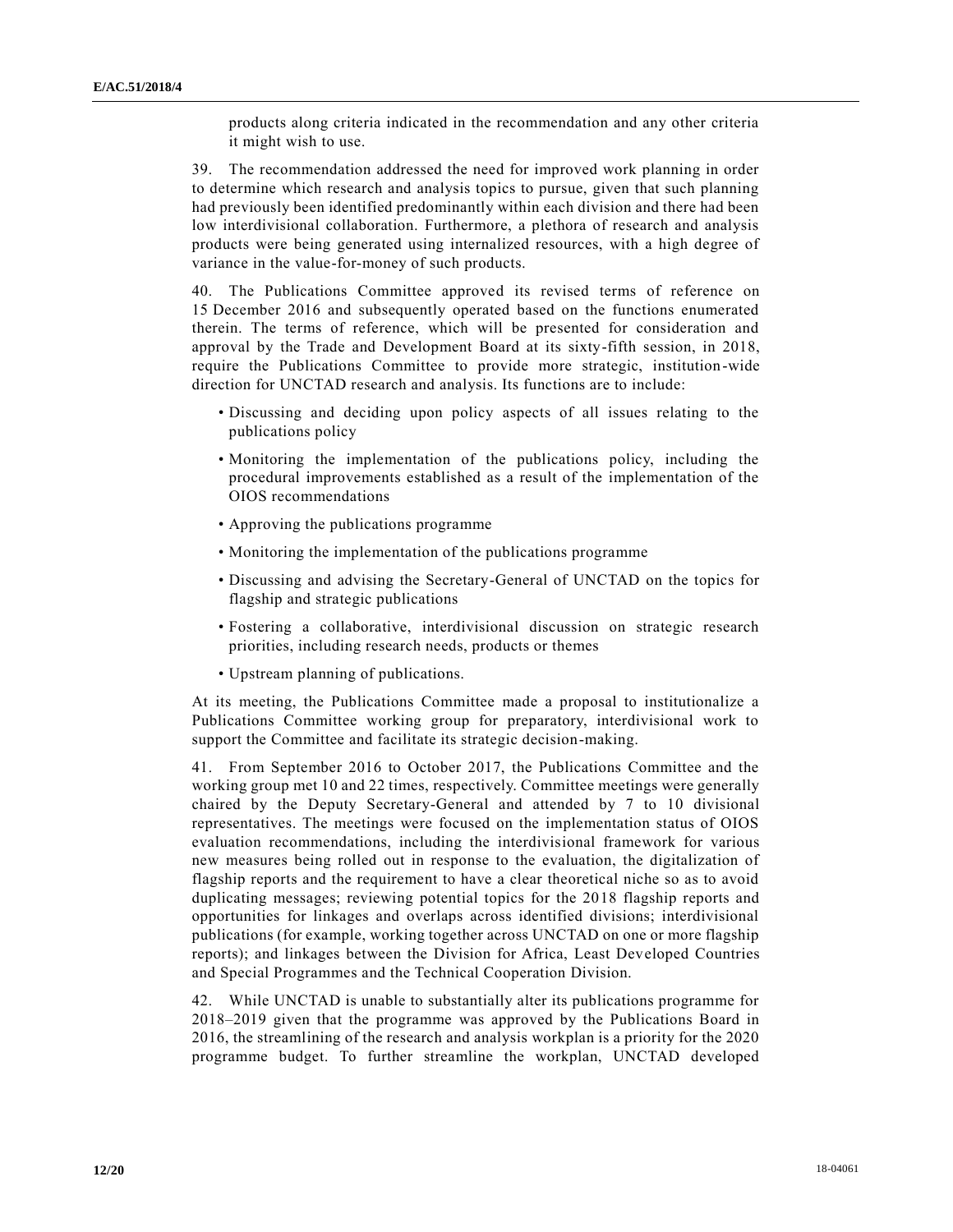products along criteria indicated in the recommendation and any other criteria it might wish to use.

39. The recommendation addressed the need for improved work planning in order to determine which research and analysis topics to pursue, given that such planning had previously been identified predominantly within each division and there had been low interdivisional collaboration. Furthermore, a plethora of research and analysis products were being generated using internalized resources, with a high degree of variance in the value-for-money of such products.

40. The Publications Committee approved its revised terms of reference on 15 December 2016 and subsequently operated based on the functions enumerated therein. The terms of reference, which will be presented for consideration and approval by the Trade and Development Board at its sixty-fifth session, in 2018, require the Publications Committee to provide more strategic, institution-wide direction for UNCTAD research and analysis. Its functions are to include:

- Discussing and deciding upon policy aspects of all issues relating to the publications policy
- Monitoring the implementation of the publications policy, including the procedural improvements established as a result of the implementation of the OIOS recommendations
- Approving the publications programme
- Monitoring the implementation of the publications programme
- Discussing and advising the Secretary-General of UNCTAD on the topics for flagship and strategic publications
- Fostering a collaborative, interdivisional discussion on strategic research priorities, including research needs, products or themes
- Upstream planning of publications.

At its meeting, the Publications Committee made a proposal to institutionalize a Publications Committee working group for preparatory, interdivisional work to support the Committee and facilitate its strategic decision-making.

41. From September 2016 to October 2017, the Publications Committee and the working group met 10 and 22 times, respectively. Committee meetings were generally chaired by the Deputy Secretary-General and attended by 7 to 10 divisional representatives. The meetings were focused on the implementation status of OIOS evaluation recommendations, including the interdivisional framework for various new measures being rolled out in response to the evaluation, the digitalization of flagship reports and the requirement to have a clear theoretical niche so as to avoid duplicating messages; reviewing potential topics for the 2018 flagship reports and opportunities for linkages and overlaps across identified divisions; interdivisional publications (for example, working together across UNCTAD on one or more flagship reports); and linkages between the Division for Africa, Least Developed Countries and Special Programmes and the Technical Cooperation Division.

42. While UNCTAD is unable to substantially alter its publications programme for 2018–2019 given that the programme was approved by the Publications Board in 2016, the streamlining of the research and analysis workplan is a priority for the 2020 programme budget. To further streamline the workplan, UNCTAD developed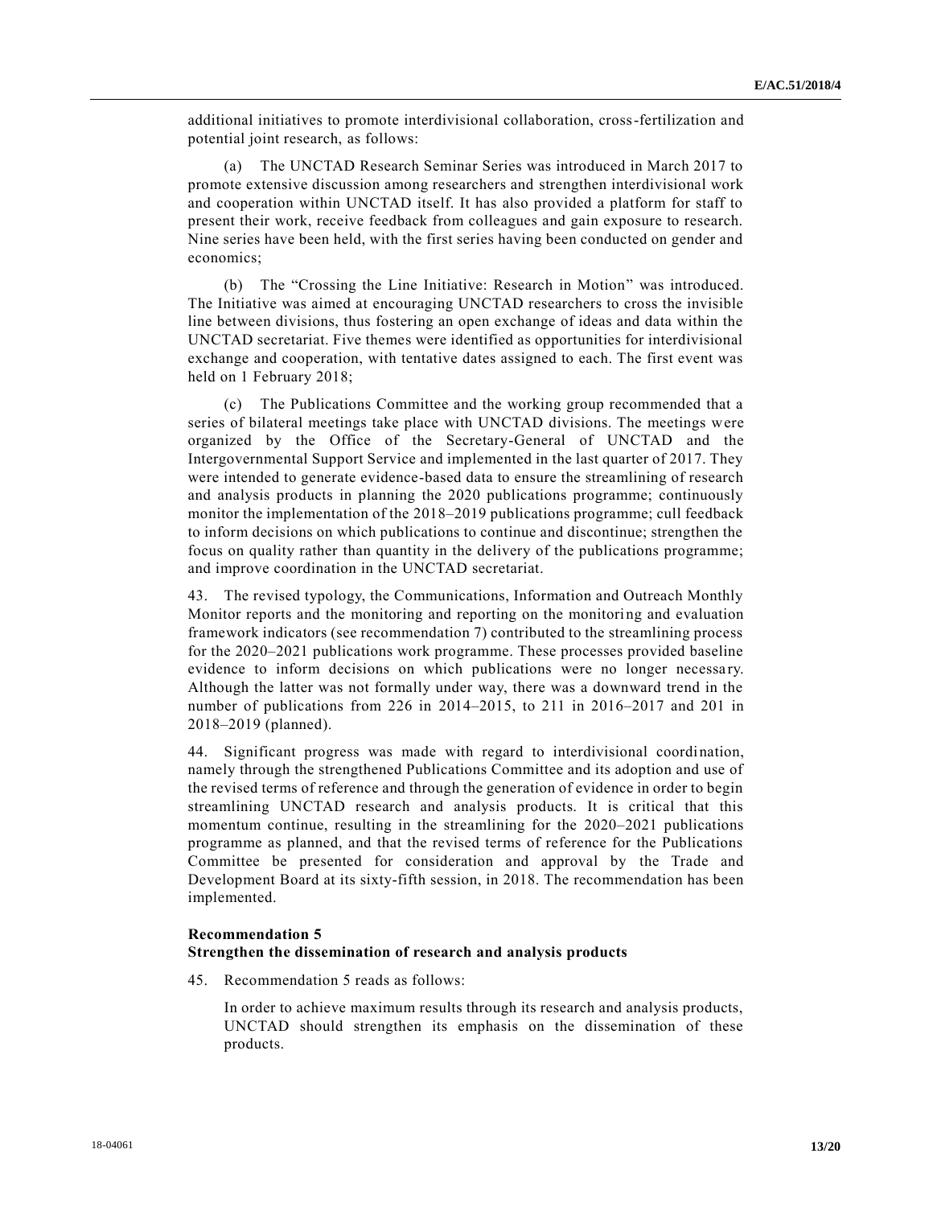additional initiatives to promote interdivisional collaboration, cross-fertilization and potential joint research, as follows:

(a) The UNCTAD Research Seminar Series was introduced in March 2017 to promote extensive discussion among researchers and strengthen interdivisional work and cooperation within UNCTAD itself. It has also provided a platform for staff to present their work, receive feedback from colleagues and gain exposure to research. Nine series have been held, with the first series having been conducted on gender and economics;

(b) The "Crossing the Line Initiative: Research in Motion" was introduced. The Initiative was aimed at encouraging UNCTAD researchers to cross the invisible line between divisions, thus fostering an open exchange of ideas and data within the UNCTAD secretariat. Five themes were identified as opportunities for interdivisional exchange and cooperation, with tentative dates assigned to each. The first event was held on 1 February 2018;

(c) The Publications Committee and the working group recommended that a series of bilateral meetings take place with UNCTAD divisions. The meetings were organized by the Office of the Secretary-General of UNCTAD and the Intergovernmental Support Service and implemented in the last quarter of 2017. They were intended to generate evidence-based data to ensure the streamlining of research and analysis products in planning the 2020 publications programme; continuously monitor the implementation of the 2018–2019 publications programme; cull feedback to inform decisions on which publications to continue and discontinue; strengthen the focus on quality rather than quantity in the delivery of the publications programme; and improve coordination in the UNCTAD secretariat.

43. The revised typology, the Communications, Information and Outreach Monthly Monitor reports and the monitoring and reporting on the monitoring and evaluation framework indicators (see recommendation 7) contributed to the streamlining process for the 2020–2021 publications work programme. These processes provided baseline evidence to inform decisions on which publications were no longer necessary. Although the latter was not formally under way, there was a downward trend in the number of publications from 226 in 2014–2015, to 211 in 2016–2017 and 201 in 2018–2019 (planned).

44. Significant progress was made with regard to interdivisional coordination, namely through the strengthened Publications Committee and its adoption and use of the revised terms of reference and through the generation of evidence in order to begin streamlining UNCTAD research and analysis products. It is critical that this momentum continue, resulting in the streamlining for the 2020–2021 publications programme as planned, and that the revised terms of reference for the Publications Committee be presented for consideration and approval by the Trade and Development Board at its sixty-fifth session, in 2018. The recommendation has been implemented.

**Recommendation 5**
**Strengthen the dissemination of research and analysis products**

45. Recommendation 5 reads as follows:

> In order to achieve maximum results through its research and analysis products, UNCTAD should strengthen its emphasis on the dissemination of these products.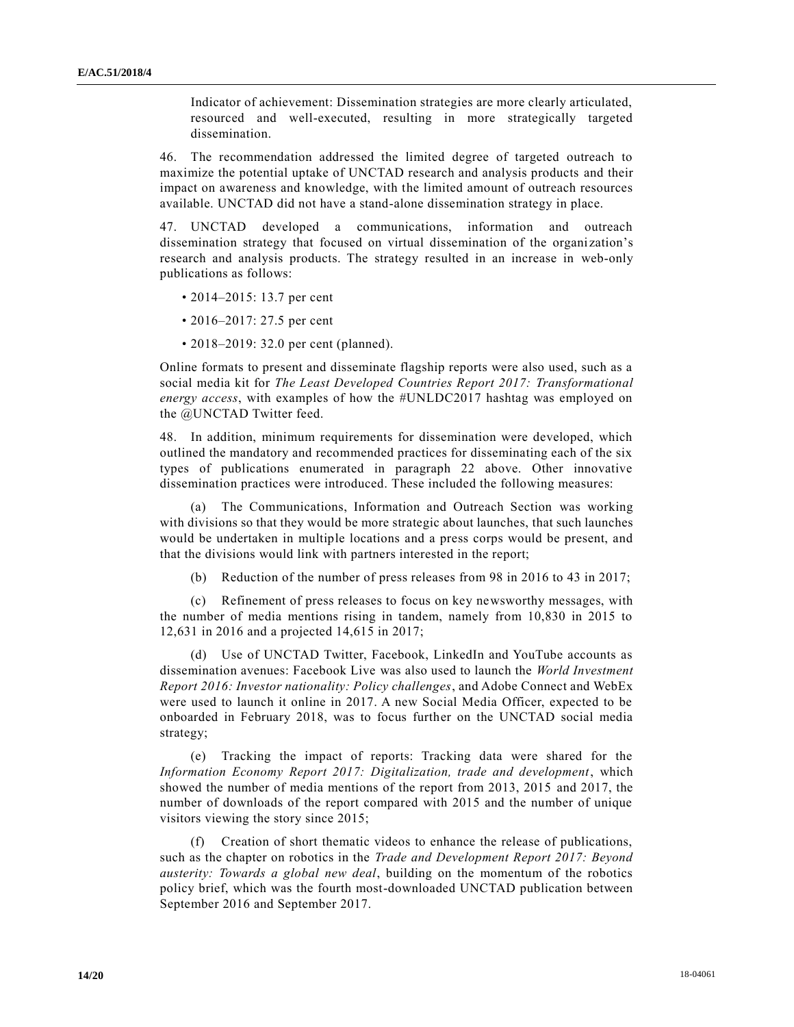Indicator of achievement: Dissemination strategies are more clearly articulated, resourced and well-executed, resulting in more strategically targeted dissemination.

46. The recommendation addressed the limited degree of targeted outreach to maximize the potential uptake of UNCTAD research and analysis products and their impact on awareness and knowledge, with the limited amount of outreach resources available. UNCTAD did not have a stand-alone dissemination strategy in place.

47. UNCTAD developed a communications, information and outreach dissemination strategy that focused on virtual dissemination of the organization's research and analysis products. The strategy resulted in an increase in web-only publications as follows:

- 2014–2015: 13.7 per cent
- 2016–2017: 27.5 per cent
- 2018–2019: 32.0 per cent (planned).

Online formats to present and disseminate flagship reports were also used, such as a social media kit for *The Least Developed Countries Report 2017: Transformational energy access*, with examples of how the #UNLDC2017 hashtag was employed on the @UNCTAD Twitter feed.

48. In addition, minimum requirements for dissemination were developed, which outlined the mandatory and recommended practices for disseminating each of the six types of publications enumerated in paragraph 22 above. Other innovative dissemination practices were introduced. These included the following measures:

(a) The Communications, Information and Outreach Section was working with divisions so that they would be more strategic about launches, that such launches would be undertaken in multiple locations and a press corps would be present, and that the divisions would link with partners interested in the report;

(b) Reduction of the number of press releases from 98 in 2016 to 43 in 2017;

(c) Refinement of press releases to focus on key newsworthy messages, with the number of media mentions rising in tandem, namely from 10,830 in 2015 to 12,631 in 2016 and a projected 14,615 in 2017;

(d) Use of UNCTAD Twitter, Facebook, LinkedIn and YouTube accounts as dissemination avenues: Facebook Live was also used to launch the *World Investment Report 2016: Investor nationality: Policy challenges*, and Adobe Connect and WebEx were used to launch it online in 2017. A new Social Media Officer, expected to be onboarded in February 2018, was to focus further on the UNCTAD social media strategy;

(e) Tracking the impact of reports: Tracking data were shared for the *Information Economy Report 2017: Digitalization, trade and development*, which showed the number of media mentions of the report from 2013, 2015 and 2017, the number of downloads of the report compared with 2015 and the number of unique visitors viewing the story since 2015;

(f) Creation of short thematic videos to enhance the release of publications, such as the chapter on robotics in the *Trade and Development Report 2017: Beyond austerity: Towards a global new deal*, building on the momentum of the robotics policy brief, which was the fourth most-downloaded UNCTAD publication between September 2016 and September 2017.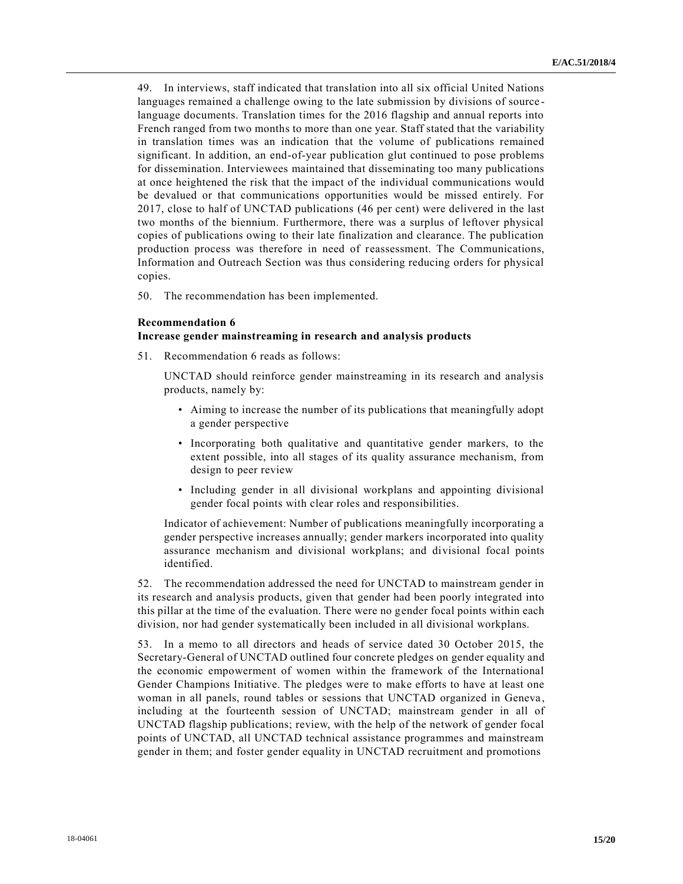49. In interviews, staff indicated that translation into all six official United Nations languages remained a challenge owing to the late submission by divisions of source-language documents. Translation times for the 2016 flagship and annual reports into French ranged from two months to more than one year. Staff stated that the variability in translation times was an indication that the volume of publications remained significant. In addition, an end-of-year publication glut continued to pose problems for dissemination. Interviewees maintained that disseminating too many publications at once heightened the risk that the impact of the individual communications would be devalued or that communications opportunities would be missed entirely. For 2017, close to half of UNCTAD publications (46 per cent) were delivered in the last two months of the biennium. Furthermore, there was a surplus of leftover physical copies of publications owing to their late finalization and clearance. The publication production process was therefore in need of reassessment. The Communications, Information and Outreach Section was thus considering reducing orders for physical copies.

50. The recommendation has been implemented.

**Recommendation 6**
**Increase gender mainstreaming in research and analysis products**

51. Recommendation 6 reads as follows:

> UNCTAD should reinforce gender mainstreaming in its research and analysis products, namely by:
>
> - Aiming to increase the number of its publications that meaningfully adopt a gender perspective
> - Incorporating both qualitative and quantitative gender markers, to the extent possible, into all stages of its quality assurance mechanism, from design to peer review
> - Including gender in all divisional workplans and appointing divisional gender focal points with clear roles and responsibilities.
>
> Indicator of achievement: Number of publications meaningfully incorporating a gender perspective increases annually; gender markers incorporated into quality assurance mechanism and divisional workplans; and divisional focal points identified.

52. The recommendation addressed the need for UNCTAD to mainstream gender in its research and analysis products, given that gender had been poorly integrated into this pillar at the time of the evaluation. There were no gender focal points within each division, nor had gender systematically been included in all divisional workplans.

53. In a memo to all directors and heads of service dated 30 October 2015, the Secretary-General of UNCTAD outlined four concrete pledges on gender equality and the economic empowerment of women within the framework of the International Gender Champions Initiative. The pledges were to make efforts to have at least one woman in all panels, round tables or sessions that UNCTAD organized in Geneva, including at the fourteenth session of UNCTAD; mainstream gender in all of UNCTAD flagship publications; review, with the help of the network of gender focal points of UNCTAD, all UNCTAD technical assistance programmes and mainstream gender in them; and foster gender equality in UNCTAD recruitment and promotions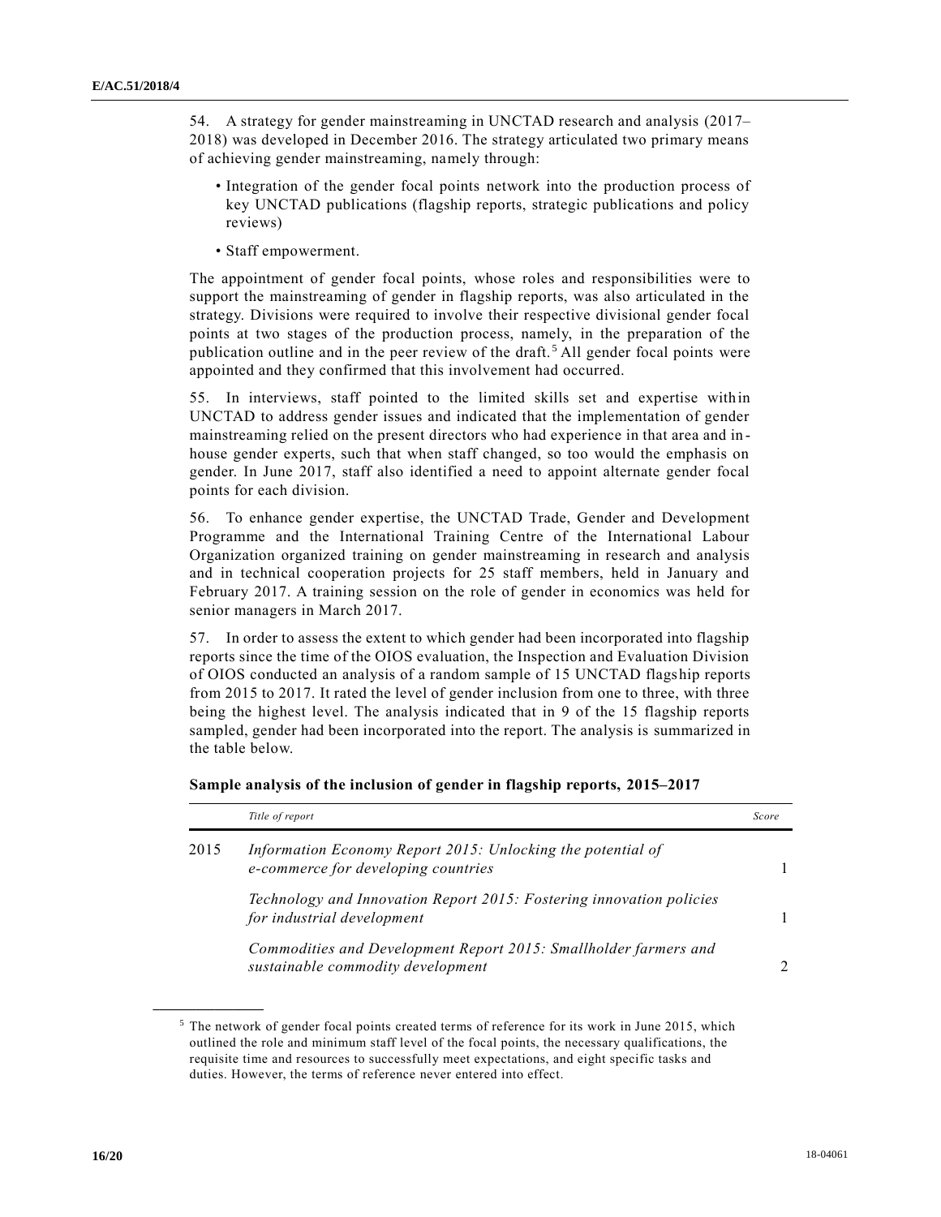54. A strategy for gender mainstreaming in UNCTAD research and analysis (2017–2018) was developed in December 2016. The strategy articulated two primary means of achieving gender mainstreaming, namely through:

- Integration of the gender focal points network into the production process of key UNCTAD publications (flagship reports, strategic publications and policy reviews)
- Staff empowerment.

The appointment of gender focal points, whose roles and responsibilities were to support the mainstreaming of gender in flagship reports, was also articulated in the strategy. Divisions were required to involve their respective divisional gender focal points at two stages of the production process, namely, in the preparation of the publication outline and in the peer review of the draft.[5] All gender focal points were appointed and they confirmed that this involvement had occurred.

55. In interviews, staff pointed to the limited skills set and expertise within UNCTAD to address gender issues and indicated that the implementation of gender mainstreaming relied on the present directors who had experience in that area and in-house gender experts, such that when staff changed, so too would the emphasis on gender. In June 2017, staff also identified a need to appoint alternate gender focal points for each division.

56. To enhance gender expertise, the UNCTAD Trade, Gender and Development Programme and the International Training Centre of the International Labour Organization organized training on gender mainstreaming in research and analysis and in technical cooperation projects for 25 staff members, held in January and February 2017. A training session on the role of gender in economics was held for senior managers in March 2017.

57. In order to assess the extent to which gender had been incorporated into flagship reports since the time of the OIOS evaluation, the Inspection and Evaluation Division of OIOS conducted an analysis of a random sample of 15 UNCTAD flagship reports from 2015 to 2017. It rated the level of gender inclusion from one to three, with three being the highest level. The analysis indicated that in 9 of the 15 flagship reports sampled, gender had been incorporated into the report. The analysis is summarized in the table below.

**Sample analysis of the inclusion of gender in flagship reports, 2015–2017**

| | *Title of report* | *Score* |
|---|---|---|
| 2015 | *Information Economy Report 2015: Unlocking the potential of e-commerce for developing countries* | 1 |
| | *Technology and Innovation Report 2015: Fostering innovation policies for industrial development* | 1 |
| | *Commodities and Development Report 2015: Smallholder farmers and sustainable commodity development* | 2 |

[5] The network of gender focal points created terms of reference for its work in June 2015, which outlined the role and minimum staff level of the focal points, the necessary qualifications, the requisite time and resources to successfully meet expectations, and eight specific tasks and duties. However, the terms of reference never entered into effect.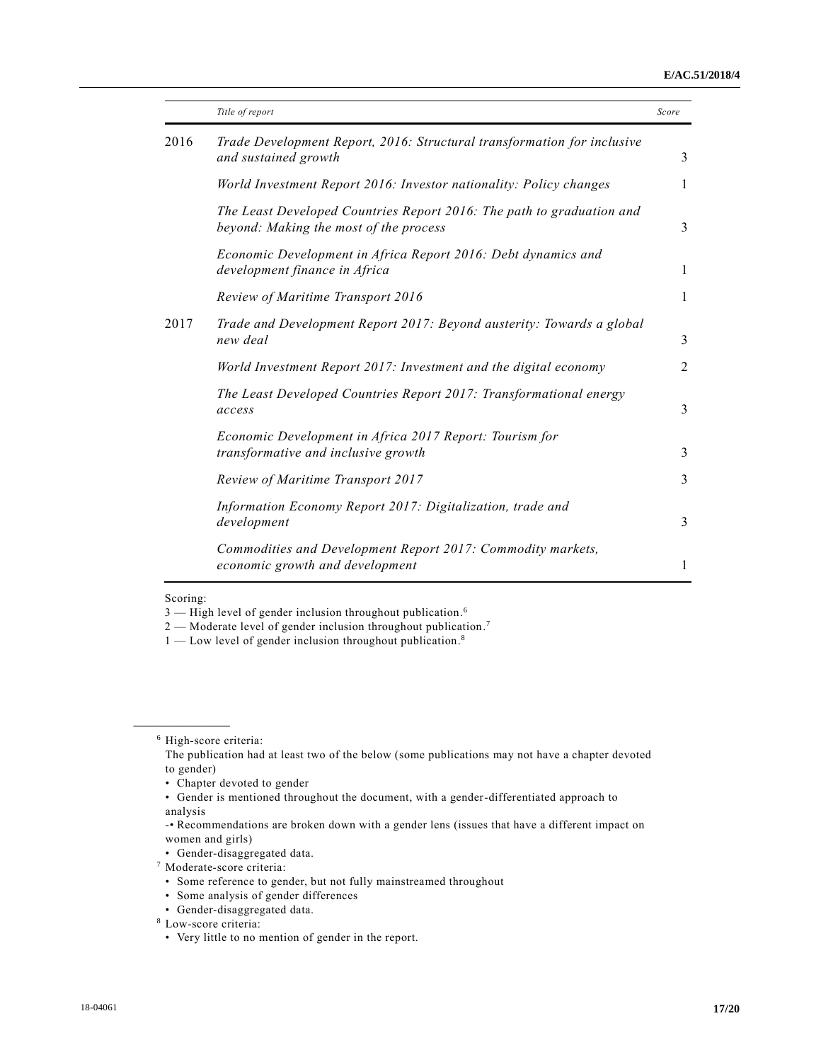| | *Title of report* | *Score* |
|---|---|---|
| 2016 | *Trade Development Report, 2016: Structural transformation for inclusive and sustained growth* | 3 |
| | *World Investment Report 2016: Investor nationality: Policy changes* | 1 |
| | *The Least Developed Countries Report 2016: The path to graduation and beyond: Making the most of the process* | 3 |
| | *Economic Development in Africa Report 2016: Debt dynamics and development finance in Africa* | 1 |
| | *Review of Maritime Transport 2016* | 1 |
| 2017 | *Trade and Development Report 2017: Beyond austerity: Towards a global new deal* | 3 |
| | *World Investment Report 2017: Investment and the digital economy* | 2 |
| | *The Least Developed Countries Report 2017: Transformational energy access* | 3 |
| | *Economic Development in Africa 2017 Report: Tourism for transformative and inclusive growth* | 3 |
| | *Review of Maritime Transport 2017* | 3 |
| | *Information Economy Report 2017: Digitalization, trade and development* | 3 |
| | *Commodities and Development Report 2017: Commodity markets, economic growth and development* | 1 |

Scoring:

3 — High level of gender inclusion throughout publication.[6]

2 — Moderate level of gender inclusion throughout publication.[7]

1 — Low level of gender inclusion throughout publication.[8]

---

[6] High-score criteria:

The publication had at least two of the below (some publications may not have a chapter devoted to gender)

- Chapter devoted to gender
- Gender is mentioned throughout the document, with a gender-differentiated approach to analysis

-• Recommendations are broken down with a gender lens (issues that have a different impact on women and girls)

- Gender-disaggregated data.

[7] Moderate-score criteria:

- Some reference to gender, but not fully mainstreamed throughout
- Some analysis of gender differences
- Gender-disaggregated data.

[8] Low-score criteria:

- Very little to no mention of gender in the report.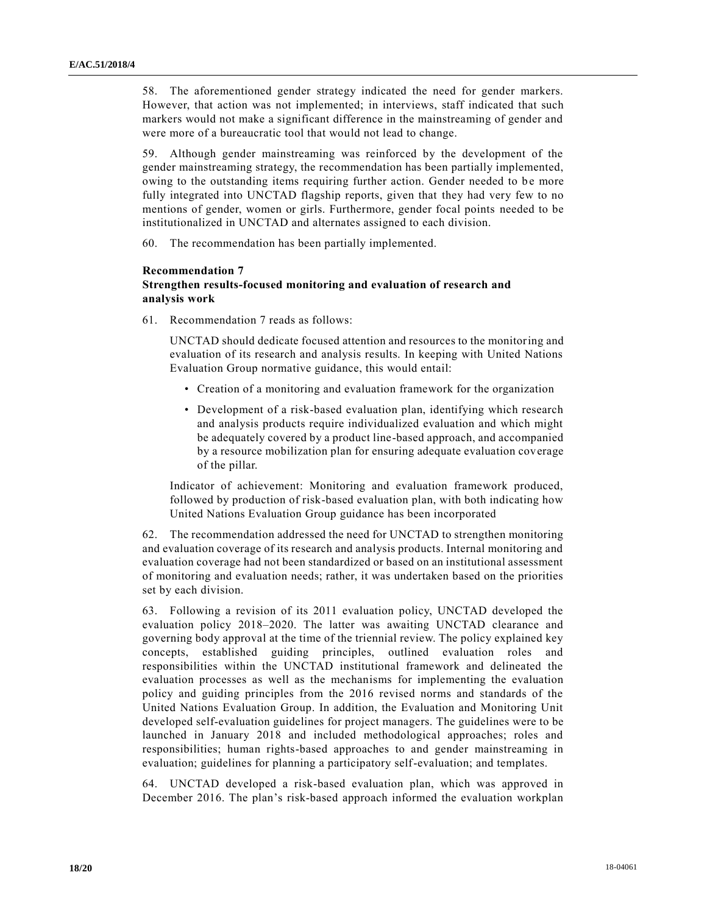58. The aforementioned gender strategy indicated the need for gender markers. However, that action was not implemented; in interviews, staff indicated that such markers would not make a significant difference in the mainstreaming of gender and were more of a bureaucratic tool that would not lead to change.

59. Although gender mainstreaming was reinforced by the development of the gender mainstreaming strategy, the recommendation has been partially implemented, owing to the outstanding items requiring further action. Gender needed to be more fully integrated into UNCTAD flagship reports, given that they had very few to no mentions of gender, women or girls. Furthermore, gender focal points needed to be institutionalized in UNCTAD and alternates assigned to each division.

60. The recommendation has been partially implemented.

**Recommendation 7**
**Strengthen results-focused monitoring and evaluation of research and analysis work**

61. Recommendation 7 reads as follows:

> UNCTAD should dedicate focused attention and resources to the monitoring and evaluation of its research and analysis results. In keeping with United Nations Evaluation Group normative guidance, this would entail:
>
> - Creation of a monitoring and evaluation framework for the organization
> - Development of a risk-based evaluation plan, identifying which research and analysis products require individualized evaluation and which might be adequately covered by a product line-based approach, and accompanied by a resource mobilization plan for ensuring adequate evaluation coverage of the pillar.
>
> Indicator of achievement: Monitoring and evaluation framework produced, followed by production of risk-based evaluation plan, with both indicating how United Nations Evaluation Group guidance has been incorporated

62. The recommendation addressed the need for UNCTAD to strengthen monitoring and evaluation coverage of its research and analysis products. Internal monitoring and evaluation coverage had not been standardized or based on an institutional assessment of monitoring and evaluation needs; rather, it was undertaken based on the priorities set by each division.

63. Following a revision of its 2011 evaluation policy, UNCTAD developed the evaluation policy 2018–2020. The latter was awaiting UNCTAD clearance and governing body approval at the time of the triennial review. The policy explained key concepts, established guiding principles, outlined evaluation roles and responsibilities within the UNCTAD institutional framework and delineated the evaluation processes as well as the mechanisms for implementing the evaluation policy and guiding principles from the 2016 revised norms and standards of the United Nations Evaluation Group. In addition, the Evaluation and Monitoring Unit developed self-evaluation guidelines for project managers. The guidelines were to be launched in January 2018 and included methodological approaches; roles and responsibilities; human rights-based approaches to and gender mainstreaming in evaluation; guidelines for planning a participatory self-evaluation; and templates.

64. UNCTAD developed a risk-based evaluation plan, which was approved in December 2016. The plan's risk-based approach informed the evaluation workplan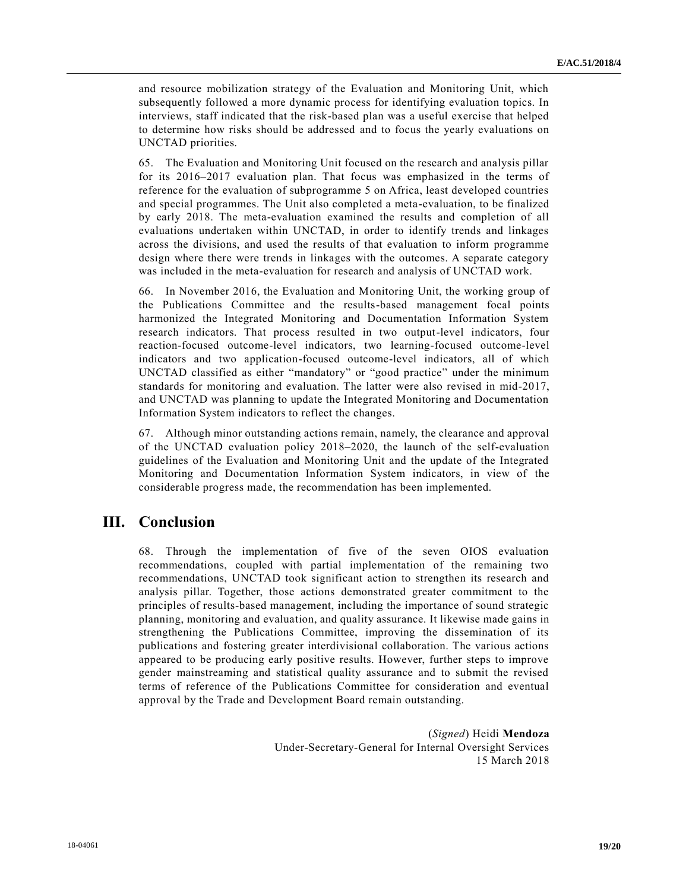and resource mobilization strategy of the Evaluation and Monitoring Unit, which subsequently followed a more dynamic process for identifying evaluation topics. In interviews, staff indicated that the risk-based plan was a useful exercise that helped to determine how risks should be addressed and to focus the yearly evaluations on UNCTAD priorities.

65. The Evaluation and Monitoring Unit focused on the research and analysis pillar for its 2016–2017 evaluation plan. That focus was emphasized in the terms of reference for the evaluation of subprogramme 5 on Africa, least developed countries and special programmes. The Unit also completed a meta-evaluation, to be finalized by early 2018. The meta-evaluation examined the results and completion of all evaluations undertaken within UNCTAD, in order to identify trends and linkages across the divisions, and used the results of that evaluation to inform programme design where there were trends in linkages with the outcomes. A separate category was included in the meta-evaluation for research and analysis of UNCTAD work.

66. In November 2016, the Evaluation and Monitoring Unit, the working group of the Publications Committee and the results-based management focal points harmonized the Integrated Monitoring and Documentation Information System research indicators. That process resulted in two output-level indicators, four reaction-focused outcome-level indicators, two learning-focused outcome-level indicators and two application-focused outcome-level indicators, all of which UNCTAD classified as either "mandatory" or "good practice" under the minimum standards for monitoring and evaluation. The latter were also revised in mid-2017, and UNCTAD was planning to update the Integrated Monitoring and Documentation Information System indicators to reflect the changes.

67. Although minor outstanding actions remain, namely, the clearance and approval of the UNCTAD evaluation policy 2018–2020, the launch of the self-evaluation guidelines of the Evaluation and Monitoring Unit and the update of the Integrated Monitoring and Documentation Information System indicators, in view of the considerable progress made, the recommendation has been implemented.

# III. Conclusion

68. Through the implementation of five of the seven OIOS evaluation recommendations, coupled with partial implementation of the remaining two recommendations, UNCTAD took significant action to strengthen its research and analysis pillar. Together, those actions demonstrated greater commitment to the principles of results-based management, including the importance of sound strategic planning, monitoring and evaluation, and quality assurance. It likewise made gains in strengthening the Publications Committee, improving the dissemination of its publications and fostering greater interdivisional collaboration. The various actions appeared to be producing early positive results. However, further steps to improve gender mainstreaming and statistical quality assurance and to submit the revised terms of reference of the Publications Committee for consideration and eventual approval by the Trade and Development Board remain outstanding.

(*Signed*) Heidi **Mendoza**
Under-Secretary-General for Internal Oversight Services
15 March 2018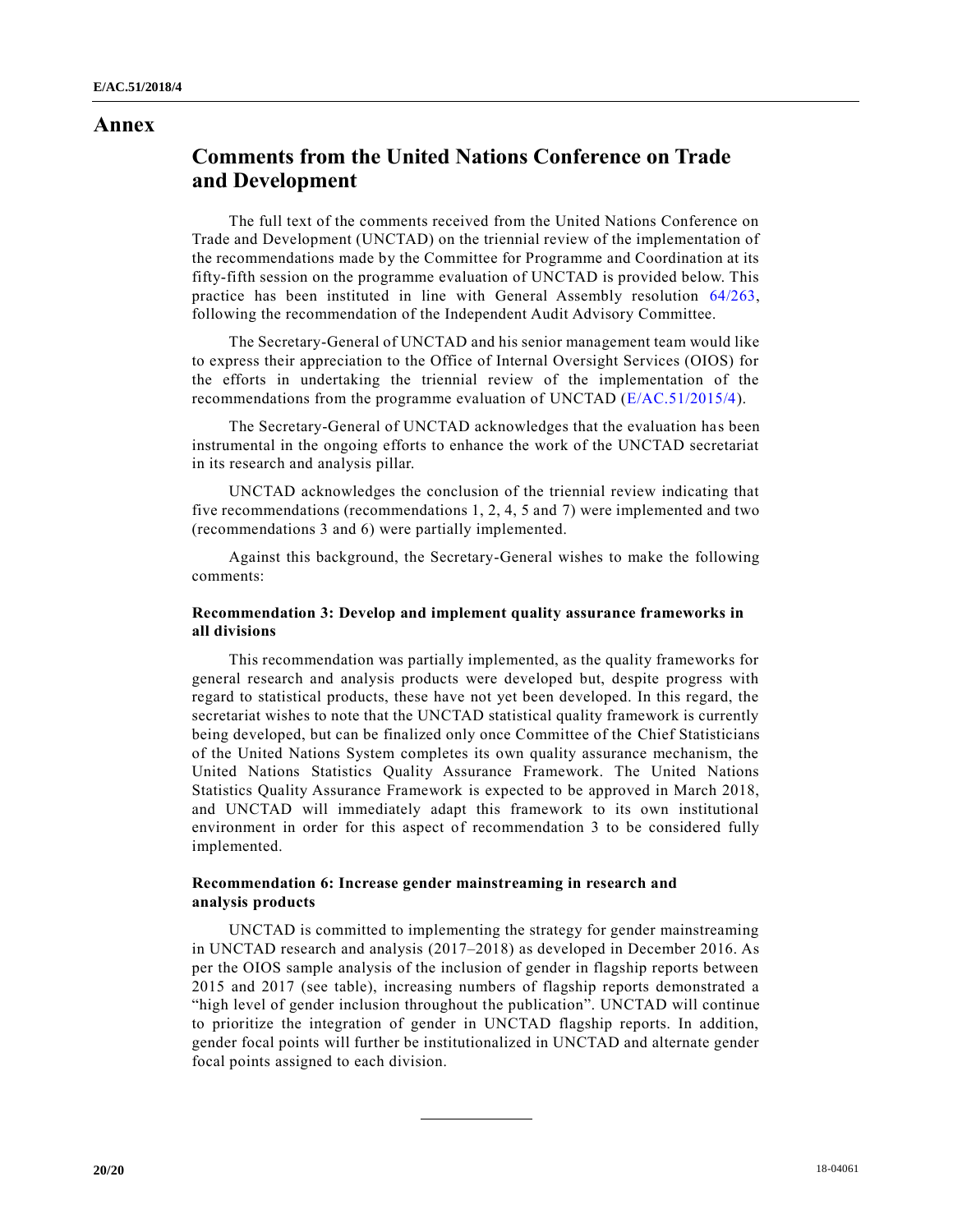# Annex

## Comments from the United Nations Conference on Trade and Development

The full text of the comments received from the United Nations Conference on Trade and Development (UNCTAD) on the triennial review of the implementation of the recommendations made by the Committee for Programme and Coordination at its fifty-fifth session on the programme evaluation of UNCTAD is provided below. This practice has been instituted in line with General Assembly resolution 64/263, following the recommendation of the Independent Audit Advisory Committee.

The Secretary-General of UNCTAD and his senior management team would like to express their appreciation to the Office of Internal Oversight Services (OIOS) for the efforts in undertaking the triennial review of the implementation of the recommendations from the programme evaluation of UNCTAD (E/AC.51/2015/4).

The Secretary-General of UNCTAD acknowledges that the evaluation has been instrumental in the ongoing efforts to enhance the work of the UNCTAD secretariat in its research and analysis pillar.

UNCTAD acknowledges the conclusion of the triennial review indicating that five recommendations (recommendations 1, 2, 4, 5 and 7) were implemented and two (recommendations 3 and 6) were partially implemented.

Against this background, the Secretary-General wishes to make the following comments:

### Recommendation 3: Develop and implement quality assurance frameworks in all divisions

This recommendation was partially implemented, as the quality frameworks for general research and analysis products were developed but, despite progress with regard to statistical products, these have not yet been developed. In this regard, the secretariat wishes to note that the UNCTAD statistical quality framework is currently being developed, but can be finalized only once Committee of the Chief Statisticians of the United Nations System completes its own quality assurance mechanism, the United Nations Statistics Quality Assurance Framework. The United Nations Statistics Quality Assurance Framework is expected to be approved in March 2018, and UNCTAD will immediately adapt this framework to its own institutional environment in order for this aspect of recommendation 3 to be considered fully implemented.

### Recommendation 6: Increase gender mainstreaming in research and analysis products

UNCTAD is committed to implementing the strategy for gender mainstreaming in UNCTAD research and analysis (2017–2018) as developed in December 2016. As per the OIOS sample analysis of the inclusion of gender in flagship reports between 2015 and 2017 (see table), increasing numbers of flagship reports demonstrated a "high level of gender inclusion throughout the publication". UNCTAD will continue to prioritize the integration of gender in UNCTAD flagship reports. In addition, gender focal points will further be institutionalized in UNCTAD and alternate gender focal points assigned to each division.